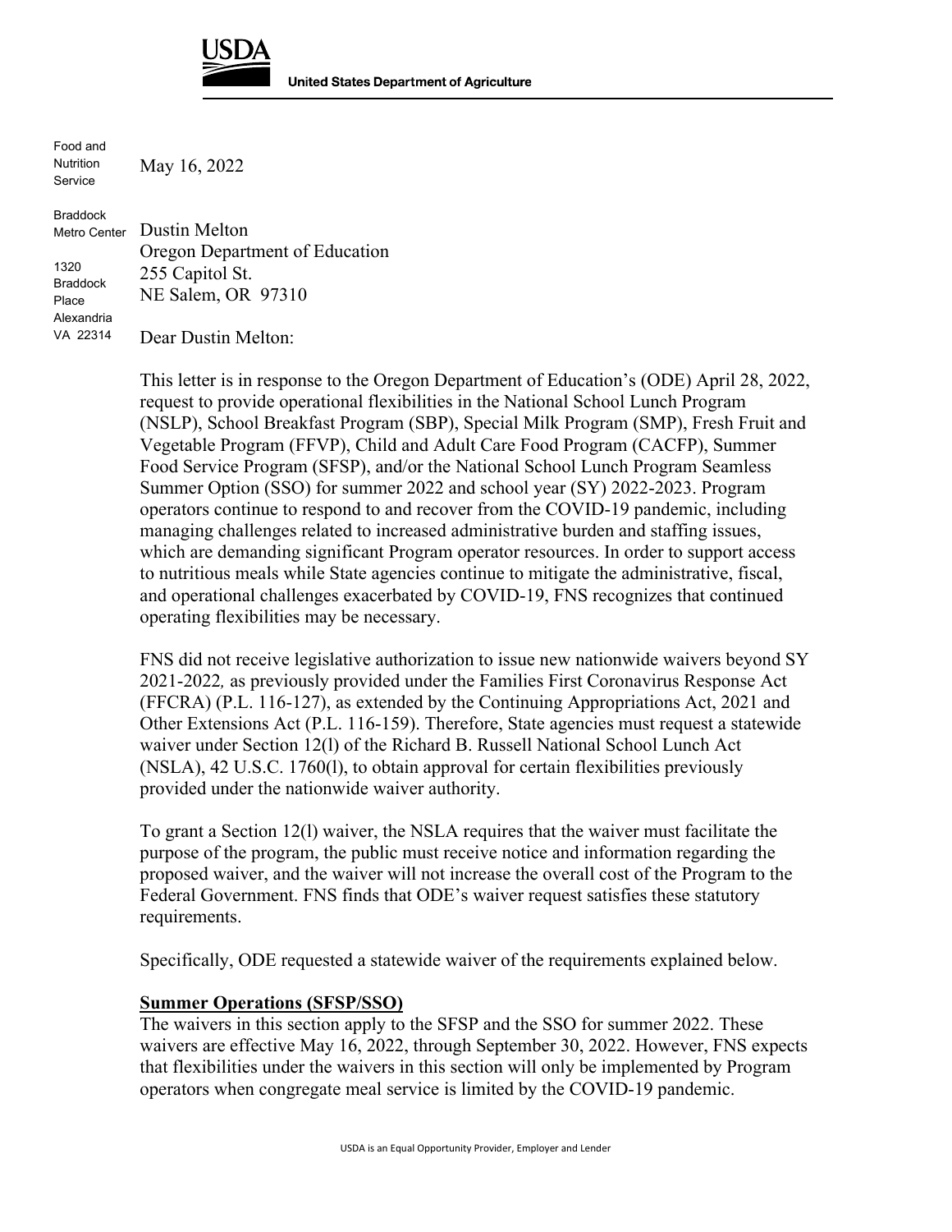USDA

United States Department of Agriculture

Food and Nutrition Service

Braddock Metro Center

1320 Braddock Place Alexandria VA 22314

May 16, 2022

Dustin Melton
Oregon Department of Education
255 Capitol St.
NE Salem, OR 97310

Dear Dustin Melton:

This letter is in response to the Oregon Department of Education's (ODE) April 28, 2022, request to provide operational flexibilities in the National School Lunch Program (NSLP), School Breakfast Program (SBP), Special Milk Program (SMP), Fresh Fruit and Vegetable Program (FFVP), Child and Adult Care Food Program (CACFP), Summer Food Service Program (SFSP), and/or the National School Lunch Program Seamless Summer Option (SSO) for summer 2022 and school year (SY) 2022-2023. Program operators continue to respond to and recover from the COVID-19 pandemic, including managing challenges related to increased administrative burden and staffing issues, which are demanding significant Program operator resources. In order to support access to nutritious meals while State agencies continue to mitigate the administrative, fiscal, and operational challenges exacerbated by COVID-19, FNS recognizes that continued operating flexibilities may be necessary.

FNS did not receive legislative authorization to issue new nationwide waivers beyond SY 2021-2022*,* as previously provided under the Families First Coronavirus Response Act (FFCRA) (P.L. 116-127), as extended by the Continuing Appropriations Act, 2021 and Other Extensions Act (P.L. 116-159). Therefore, State agencies must request a statewide waiver under Section 12(l) of the Richard B. Russell National School Lunch Act (NSLA), 42 U.S.C. 1760(l), to obtain approval for certain flexibilities previously provided under the nationwide waiver authority.

To grant a Section 12(l) waiver, the NSLA requires that the waiver must facilitate the purpose of the program, the public must receive notice and information regarding the proposed waiver, and the waiver will not increase the overall cost of the Program to the Federal Government. FNS finds that ODE's waiver request satisfies these statutory requirements.

Specifically, ODE requested a statewide waiver of the requirements explained below.

**Summer Operations (SFSP/SSO)**

The waivers in this section apply to the SFSP and the SSO for summer 2022. These waivers are effective May 16, 2022, through September 30, 2022. However, FNS expects that flexibilities under the waivers in this section will only be implemented by Program operators when congregate meal service is limited by the COVID-19 pandemic.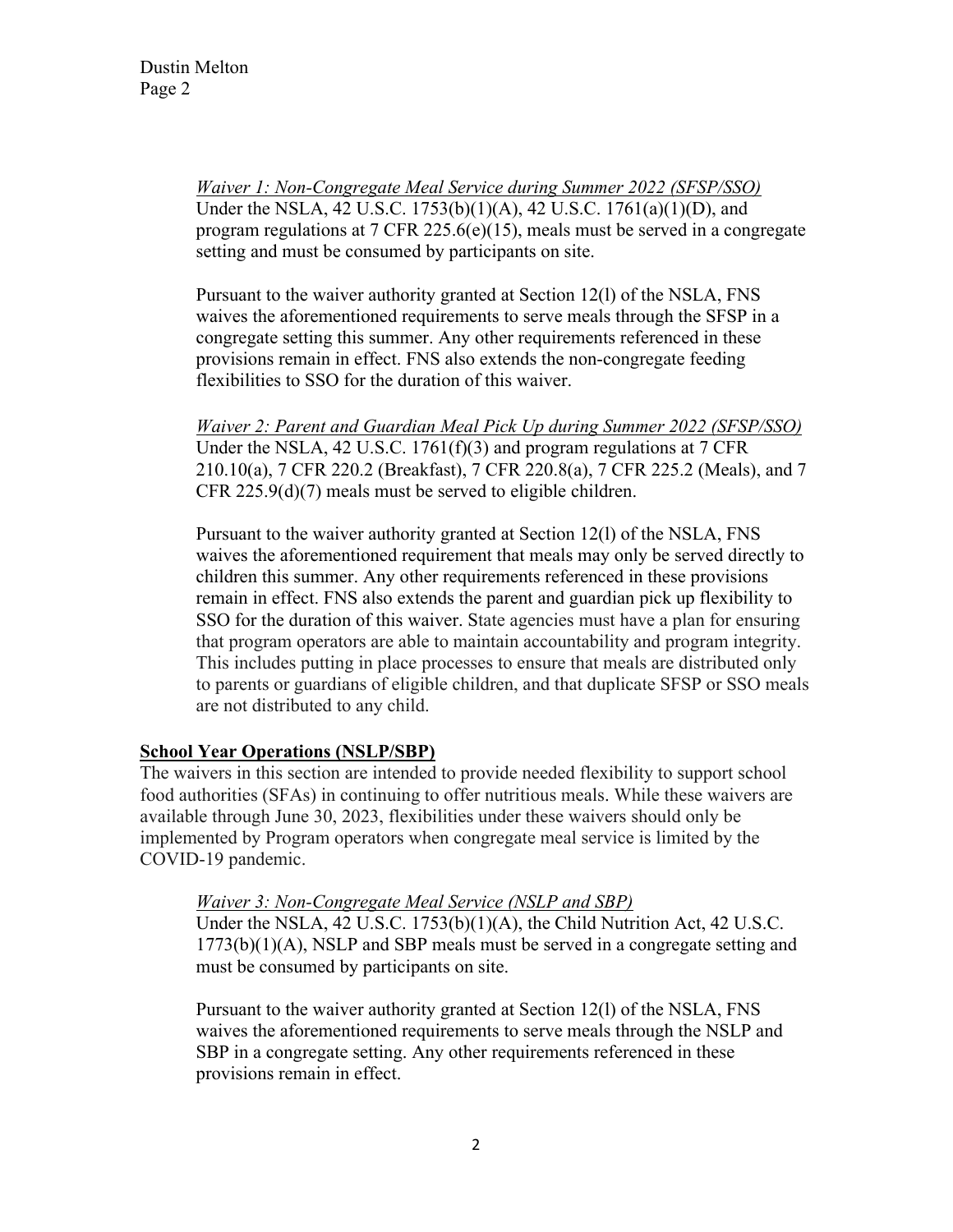*Waiver 1: Non-Congregate Meal Service during Summer 2022 (SFSP/SSO)*

Under the NSLA, 42 U.S.C. 1753(b)(1)(A), 42 U.S.C. 1761(a)(1)(D), and program regulations at 7 CFR 225.6(e)(15), meals must be served in a congregate setting and must be consumed by participants on site.

Pursuant to the waiver authority granted at Section 12(l) of the NSLA, FNS waives the aforementioned requirements to serve meals through the SFSP in a congregate setting this summer. Any other requirements referenced in these provisions remain in effect. FNS also extends the non-congregate feeding flexibilities to SSO for the duration of this waiver.

*Waiver 2: Parent and Guardian Meal Pick Up during Summer 2022 (SFSP/SSO)*

Under the NSLA, 42 U.S.C. 1761(f)(3) and program regulations at 7 CFR 210.10(a), 7 CFR 220.2 (Breakfast), 7 CFR 220.8(a), 7 CFR 225.2 (Meals), and 7 CFR 225.9(d)(7) meals must be served to eligible children.

Pursuant to the waiver authority granted at Section 12(l) of the NSLA, FNS waives the aforementioned requirement that meals may only be served directly to children this summer. Any other requirements referenced in these provisions remain in effect. FNS also extends the parent and guardian pick up flexibility to SSO for the duration of this waiver. State agencies must have a plan for ensuring that program operators are able to maintain accountability and program integrity. This includes putting in place processes to ensure that meals are distributed only to parents or guardians of eligible children, and that duplicate SFSP or SSO meals are not distributed to any child.

## School Year Operations (NSLP/SBP)

The waivers in this section are intended to provide needed flexibility to support school food authorities (SFAs) in continuing to offer nutritious meals. While these waivers are available through June 30, 2023, flexibilities under these waivers should only be implemented by Program operators when congregate meal service is limited by the COVID-19 pandemic.

*Waiver 3: Non-Congregate Meal Service (NSLP and SBP)*

Under the NSLA, 42 U.S.C. 1753(b)(1)(A), the Child Nutrition Act, 42 U.S.C. 1773(b)(1)(A), NSLP and SBP meals must be served in a congregate setting and must be consumed by participants on site.

Pursuant to the waiver authority granted at Section 12(l) of the NSLA, FNS waives the aforementioned requirements to serve meals through the NSLP and SBP in a congregate setting. Any other requirements referenced in these provisions remain in effect.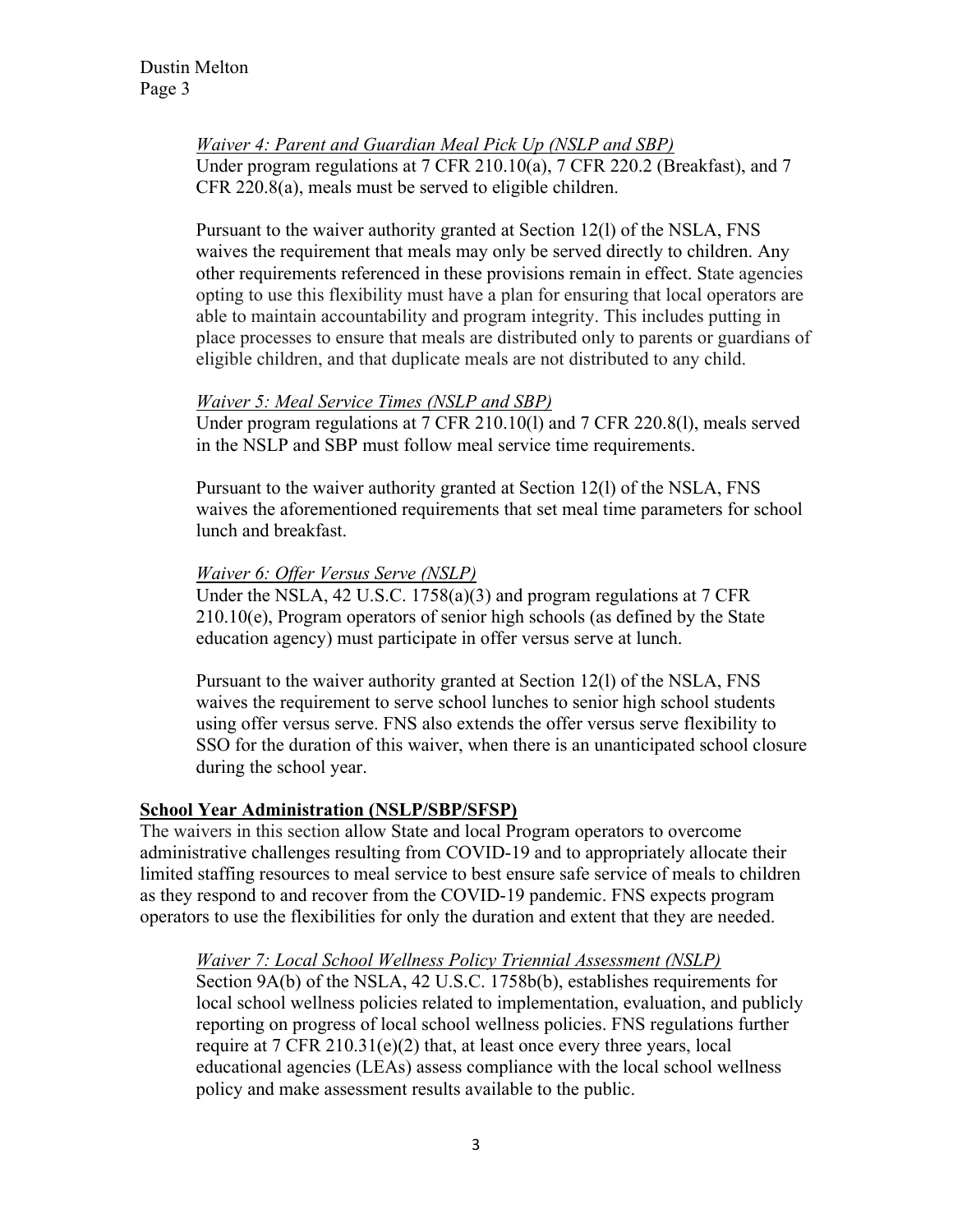*Waiver 4: Parent and Guardian Meal Pick Up (NSLP and SBP)*

Under program regulations at 7 CFR 210.10(a), 7 CFR 220.2 (Breakfast), and 7 CFR 220.8(a), meals must be served to eligible children.

Pursuant to the waiver authority granted at Section 12(l) of the NSLA, FNS waives the requirement that meals may only be served directly to children. Any other requirements referenced in these provisions remain in effect. State agencies opting to use this flexibility must have a plan for ensuring that local operators are able to maintain accountability and program integrity. This includes putting in place processes to ensure that meals are distributed only to parents or guardians of eligible children, and that duplicate meals are not distributed to any child.

*Waiver 5: Meal Service Times (NSLP and SBP)*

Under program regulations at 7 CFR 210.10(l) and 7 CFR 220.8(l), meals served in the NSLP and SBP must follow meal service time requirements.

Pursuant to the waiver authority granted at Section 12(l) of the NSLA, FNS waives the aforementioned requirements that set meal time parameters for school lunch and breakfast.

*Waiver 6: Offer Versus Serve (NSLP)*

Under the NSLA, 42 U.S.C. 1758(a)(3) and program regulations at 7 CFR 210.10(e), Program operators of senior high schools (as defined by the State education agency) must participate in offer versus serve at lunch.

Pursuant to the waiver authority granted at Section 12(l) of the NSLA, FNS waives the requirement to serve school lunches to senior high school students using offer versus serve. FNS also extends the offer versus serve flexibility to SSO for the duration of this waiver, when there is an unanticipated school closure during the school year.

**School Year Administration (NSLP/SBP/SFSP)**

The waivers in this section allow State and local Program operators to overcome administrative challenges resulting from COVID-19 and to appropriately allocate their limited staffing resources to meal service to best ensure safe service of meals to children as they respond to and recover from the COVID-19 pandemic. FNS expects program operators to use the flexibilities for only the duration and extent that they are needed.

*Waiver 7: Local School Wellness Policy Triennial Assessment (NSLP)*

Section 9A(b) of the NSLA, 42 U.S.C. 1758b(b), establishes requirements for local school wellness policies related to implementation, evaluation, and publicly reporting on progress of local school wellness policies. FNS regulations further require at 7 CFR 210.31(e)(2) that, at least once every three years, local educational agencies (LEAs) assess compliance with the local school wellness policy and make assessment results available to the public.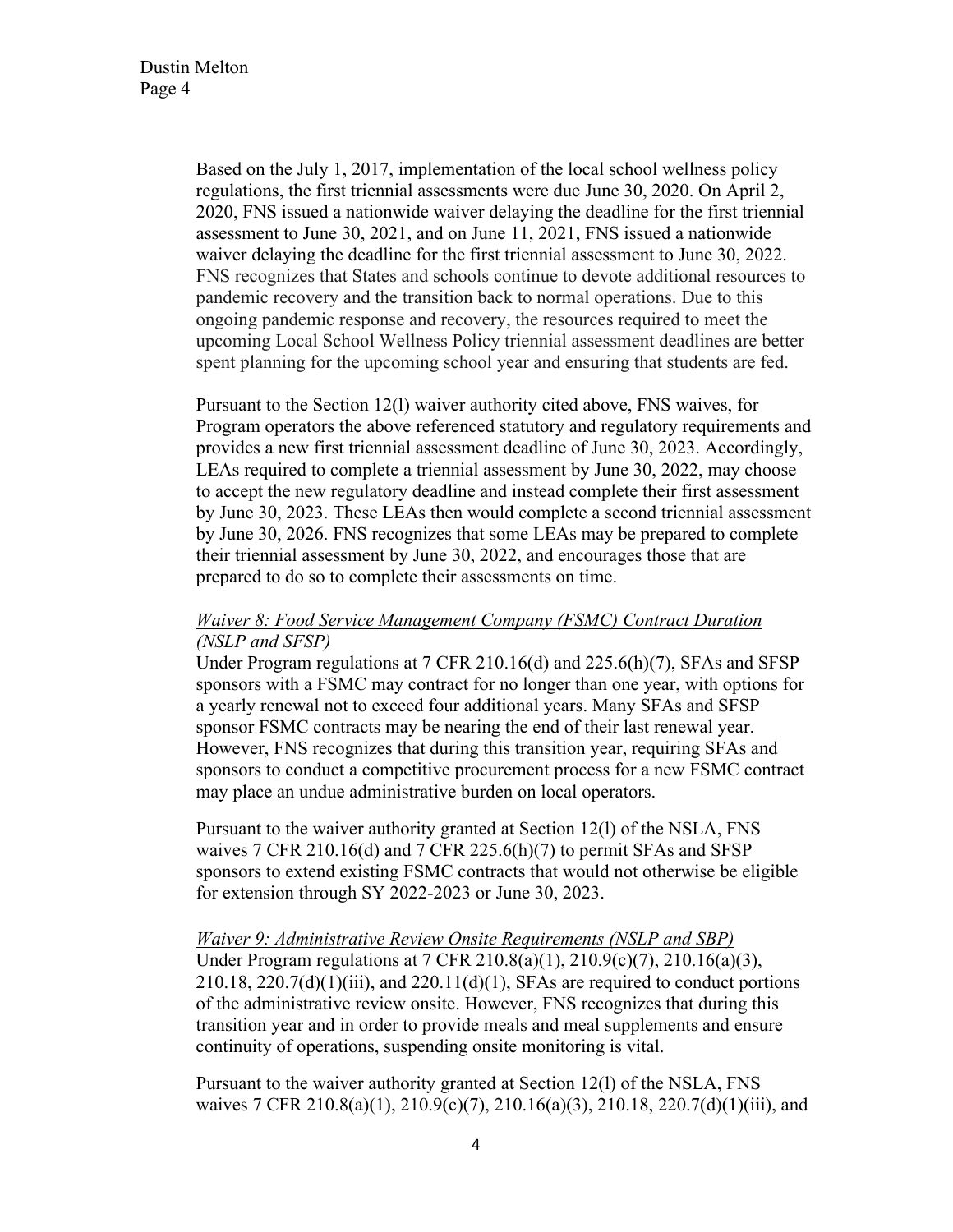Based on the July 1, 2017, implementation of the local school wellness policy regulations, the first triennial assessments were due June 30, 2020. On April 2, 2020, FNS issued a nationwide waiver delaying the deadline for the first triennial assessment to June 30, 2021, and on June 11, 2021, FNS issued a nationwide waiver delaying the deadline for the first triennial assessment to June 30, 2022. FNS recognizes that States and schools continue to devote additional resources to pandemic recovery and the transition back to normal operations. Due to this ongoing pandemic response and recovery, the resources required to meet the upcoming Local School Wellness Policy triennial assessment deadlines are better spent planning for the upcoming school year and ensuring that students are fed.

Pursuant to the Section 12(l) waiver authority cited above, FNS waives, for Program operators the above referenced statutory and regulatory requirements and provides a new first triennial assessment deadline of June 30, 2023. Accordingly, LEAs required to complete a triennial assessment by June 30, 2022, may choose to accept the new regulatory deadline and instead complete their first assessment by June 30, 2023. These LEAs then would complete a second triennial assessment by June 30, 2026. FNS recognizes that some LEAs may be prepared to complete their triennial assessment by June 30, 2022, and encourages those that are prepared to do so to complete their assessments on time.

*Waiver 8: Food Service Management Company (FSMC) Contract Duration (NSLP and SFSP)*

Under Program regulations at 7 CFR 210.16(d) and 225.6(h)(7), SFAs and SFSP sponsors with a FSMC may contract for no longer than one year, with options for a yearly renewal not to exceed four additional years. Many SFAs and SFSP sponsor FSMC contracts may be nearing the end of their last renewal year. However, FNS recognizes that during this transition year, requiring SFAs and sponsors to conduct a competitive procurement process for a new FSMC contract may place an undue administrative burden on local operators.

Pursuant to the waiver authority granted at Section 12(l) of the NSLA, FNS waives 7 CFR 210.16(d) and 7 CFR 225.6(h)(7) to permit SFAs and SFSP sponsors to extend existing FSMC contracts that would not otherwise be eligible for extension through SY 2022-2023 or June 30, 2023.

*Waiver 9: Administrative Review Onsite Requirements (NSLP and SBP)*

Under Program regulations at 7 CFR 210.8(a)(1), 210.9(c)(7), 210.16(a)(3), 210.18, 220.7(d)(1)(iii), and 220.11(d)(1), SFAs are required to conduct portions of the administrative review onsite. However, FNS recognizes that during this transition year and in order to provide meals and meal supplements and ensure continuity of operations, suspending onsite monitoring is vital.

Pursuant to the waiver authority granted at Section 12(l) of the NSLA, FNS waives 7 CFR 210.8(a)(1), 210.9(c)(7), 210.16(a)(3), 210.18, 220.7(d)(1)(iii), and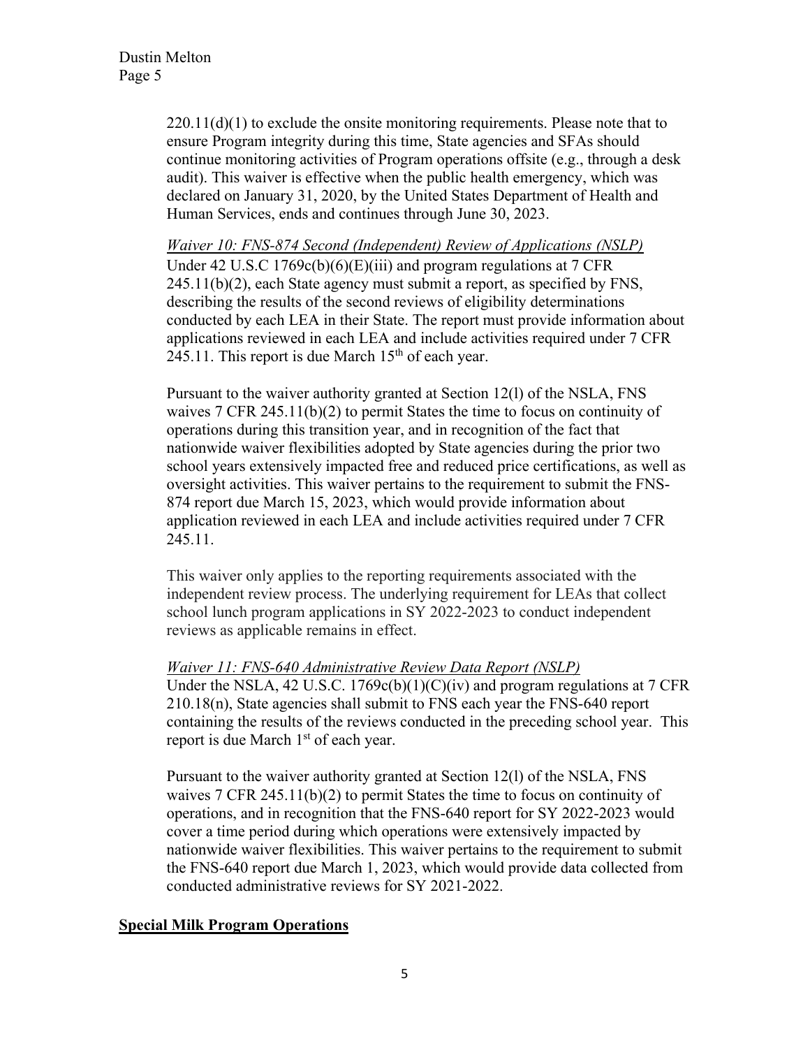220.11(d)(1) to exclude the onsite monitoring requirements. Please note that to ensure Program integrity during this time, State agencies and SFAs should continue monitoring activities of Program operations offsite (e.g., through a desk audit). This waiver is effective when the public health emergency, which was declared on January 31, 2020, by the United States Department of Health and Human Services, ends and continues through June 30, 2023.

*Waiver 10: FNS-874 Second (Independent) Review of Applications (NSLP)*

Under 42 U.S.C 1769c(b)(6)(E)(iii) and program regulations at 7 CFR 245.11(b)(2), each State agency must submit a report, as specified by FNS, describing the results of the second reviews of eligibility determinations conducted by each LEA in their State. The report must provide information about applications reviewed in each LEA and include activities required under 7 CFR 245.11. This report is due March 15th of each year.

Pursuant to the waiver authority granted at Section 12(l) of the NSLA, FNS waives 7 CFR 245.11(b)(2) to permit States the time to focus on continuity of operations during this transition year, and in recognition of the fact that nationwide waiver flexibilities adopted by State agencies during the prior two school years extensively impacted free and reduced price certifications, as well as oversight activities. This waiver pertains to the requirement to submit the FNS-874 report due March 15, 2023, which would provide information about application reviewed in each LEA and include activities required under 7 CFR 245.11.

This waiver only applies to the reporting requirements associated with the independent review process. The underlying requirement for LEAs that collect school lunch program applications in SY 2022-2023 to conduct independent reviews as applicable remains in effect.

*Waiver 11: FNS-640 Administrative Review Data Report (NSLP)*

Under the NSLA, 42 U.S.C. 1769c(b)(1)(C)(iv) and program regulations at 7 CFR 210.18(n), State agencies shall submit to FNS each year the FNS-640 report containing the results of the reviews conducted in the preceding school year. This report is due March 1st of each year.

Pursuant to the waiver authority granted at Section 12(l) of the NSLA, FNS waives 7 CFR 245.11(b)(2) to permit States the time to focus on continuity of operations, and in recognition that the FNS-640 report for SY 2022-2023 would cover a time period during which operations were extensively impacted by nationwide waiver flexibilities. This waiver pertains to the requirement to submit the FNS-640 report due March 1, 2023, which would provide data collected from conducted administrative reviews for SY 2021-2022.

## Special Milk Program Operations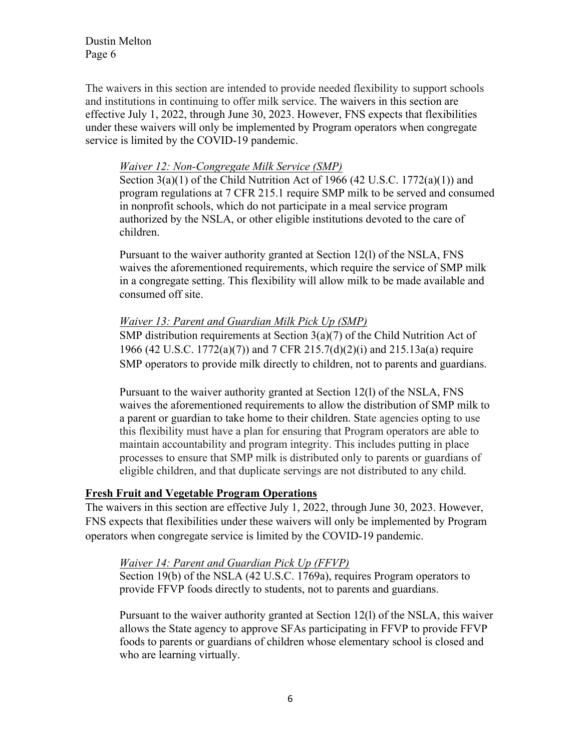The waivers in this section are intended to provide needed flexibility to support schools and institutions in continuing to offer milk service. The waivers in this section are effective July 1, 2022, through June 30, 2023. However, FNS expects that flexibilities under these waivers will only be implemented by Program operators when congregate service is limited by the COVID-19 pandemic.

*Waiver 12: Non-Congregate Milk Service (SMP)*

Section 3(a)(1) of the Child Nutrition Act of 1966 (42 U.S.C. 1772(a)(1)) and program regulations at 7 CFR 215.1 require SMP milk to be served and consumed in nonprofit schools, which do not participate in a meal service program authorized by the NSLA, or other eligible institutions devoted to the care of children.

Pursuant to the waiver authority granted at Section 12(l) of the NSLA, FNS waives the aforementioned requirements, which require the service of SMP milk in a congregate setting. This flexibility will allow milk to be made available and consumed off site.

*Waiver 13: Parent and Guardian Milk Pick Up (SMP)*

SMP distribution requirements at Section 3(a)(7) of the Child Nutrition Act of 1966 (42 U.S.C. 1772(a)(7)) and 7 CFR 215.7(d)(2)(i) and 215.13a(a) require SMP operators to provide milk directly to children, not to parents and guardians.

Pursuant to the waiver authority granted at Section 12(l) of the NSLA, FNS waives the aforementioned requirements to allow the distribution of SMP milk to a parent or guardian to take home to their children. State agencies opting to use this flexibility must have a plan for ensuring that Program operators are able to maintain accountability and program integrity. This includes putting in place processes to ensure that SMP milk is distributed only to parents or guardians of eligible children, and that duplicate servings are not distributed to any child.

**Fresh Fruit and Vegetable Program Operations**

The waivers in this section are effective July 1, 2022, through June 30, 2023. However, FNS expects that flexibilities under these waivers will only be implemented by Program operators when congregate service is limited by the COVID-19 pandemic.

*Waiver 14: Parent and Guardian Pick Up (FFVP)*

Section 19(b) of the NSLA (42 U.S.C. 1769a), requires Program operators to provide FFVP foods directly to students, not to parents and guardians.

Pursuant to the waiver authority granted at Section 12(l) of the NSLA, this waiver allows the State agency to approve SFAs participating in FFVP to provide FFVP foods to parents or guardians of children whose elementary school is closed and who are learning virtually.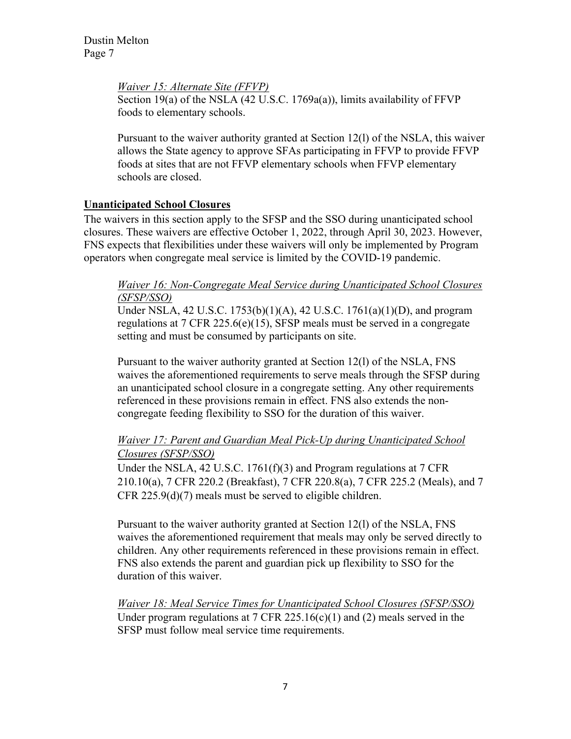*Waiver 15: Alternate Site (FFVP)*

Section 19(a) of the NSLA (42 U.S.C. 1769a(a)), limits availability of FFVP foods to elementary schools.

Pursuant to the waiver authority granted at Section 12(l) of the NSLA, this waiver allows the State agency to approve SFAs participating in FFVP to provide FFVP foods at sites that are not FFVP elementary schools when FFVP elementary schools are closed.

## Unanticipated School Closures

The waivers in this section apply to the SFSP and the SSO during unanticipated school closures. These waivers are effective October 1, 2022, through April 30, 2023. However, FNS expects that flexibilities under these waivers will only be implemented by Program operators when congregate meal service is limited by the COVID-19 pandemic.

*Waiver 16: Non-Congregate Meal Service during Unanticipated School Closures (SFSP/SSO)*

Under NSLA, 42 U.S.C. 1753(b)(1)(A), 42 U.S.C. 1761(a)(1)(D), and program regulations at 7 CFR 225.6(e)(15), SFSP meals must be served in a congregate setting and must be consumed by participants on site.

Pursuant to the waiver authority granted at Section 12(l) of the NSLA, FNS waives the aforementioned requirements to serve meals through the SFSP during an unanticipated school closure in a congregate setting. Any other requirements referenced in these provisions remain in effect. FNS also extends the non-congregate feeding flexibility to SSO for the duration of this waiver.

*Waiver 17: Parent and Guardian Meal Pick-Up during Unanticipated School Closures (SFSP/SSO)*

Under the NSLA, 42 U.S.C. 1761(f)(3) and Program regulations at 7 CFR 210.10(a), 7 CFR 220.2 (Breakfast), 7 CFR 220.8(a), 7 CFR 225.2 (Meals), and 7 CFR 225.9(d)(7) meals must be served to eligible children.

Pursuant to the waiver authority granted at Section 12(l) of the NSLA, FNS waives the aforementioned requirement that meals may only be served directly to children. Any other requirements referenced in these provisions remain in effect. FNS also extends the parent and guardian pick up flexibility to SSO for the duration of this waiver.

*Waiver 18: Meal Service Times for Unanticipated School Closures (SFSP/SSO)*

Under program regulations at 7 CFR 225.16(c)(1) and (2) meals served in the SFSP must follow meal service time requirements.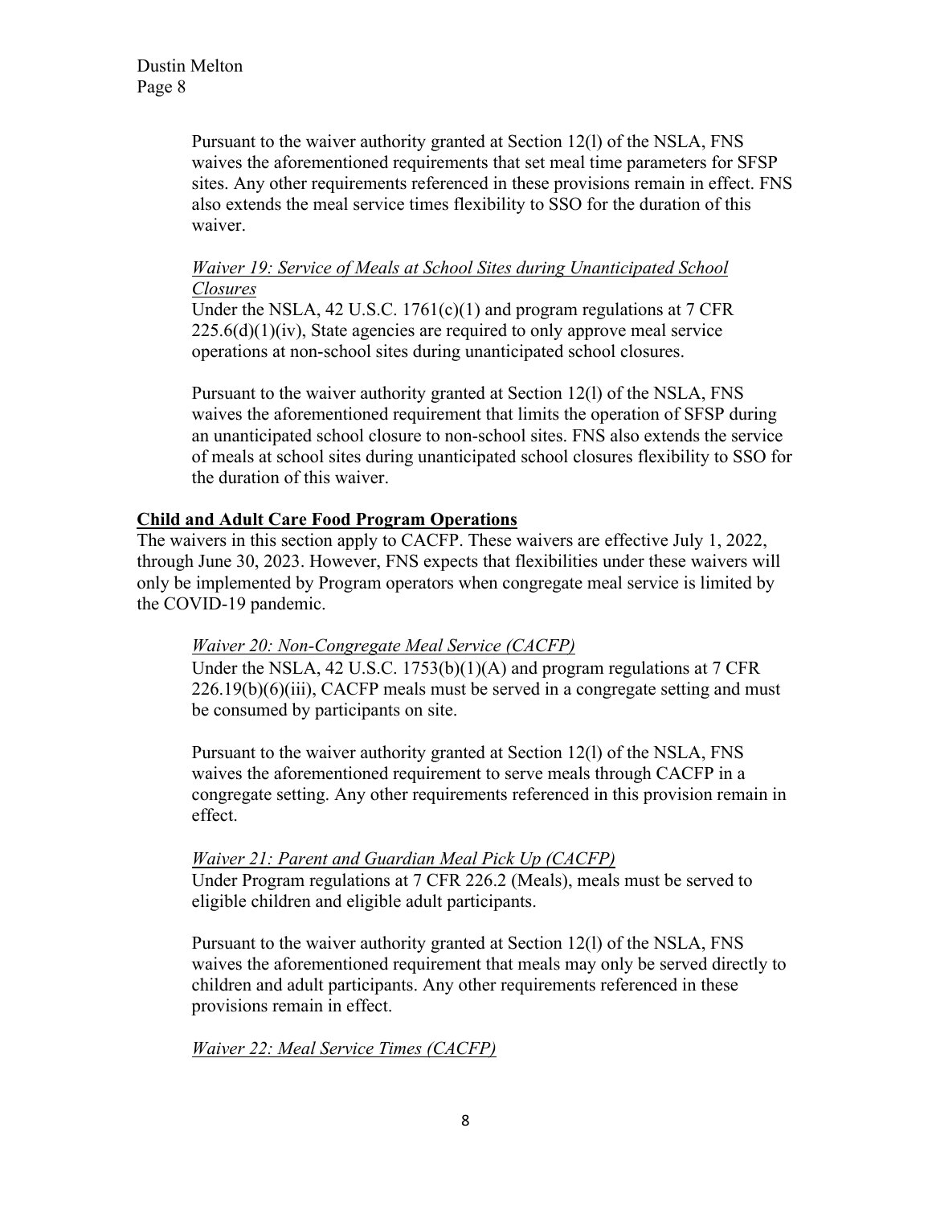Pursuant to the waiver authority granted at Section 12(l) of the NSLA, FNS waives the aforementioned requirements that set meal time parameters for SFSP sites. Any other requirements referenced in these provisions remain in effect. FNS also extends the meal service times flexibility to SSO for the duration of this waiver.

*Waiver 19: Service of Meals at School Sites during Unanticipated School Closures*

Under the NSLA, 42 U.S.C. 1761(c)(1) and program regulations at 7 CFR 225.6(d)(1)(iv), State agencies are required to only approve meal service operations at non-school sites during unanticipated school closures.

Pursuant to the waiver authority granted at Section 12(l) of the NSLA, FNS waives the aforementioned requirement that limits the operation of SFSP during an unanticipated school closure to non-school sites. FNS also extends the service of meals at school sites during unanticipated school closures flexibility to SSO for the duration of this waiver.

**Child and Adult Care Food Program Operations**

The waivers in this section apply to CACFP. These waivers are effective July 1, 2022, through June 30, 2023. However, FNS expects that flexibilities under these waivers will only be implemented by Program operators when congregate meal service is limited by the COVID-19 pandemic.

*Waiver 20: Non-Congregate Meal Service (CACFP)*

Under the NSLA, 42 U.S.C. 1753(b)(1)(A) and program regulations at 7 CFR 226.19(b)(6)(iii), CACFP meals must be served in a congregate setting and must be consumed by participants on site.

Pursuant to the waiver authority granted at Section 12(l) of the NSLA, FNS waives the aforementioned requirement to serve meals through CACFP in a congregate setting. Any other requirements referenced in this provision remain in effect.

*Waiver 21: Parent and Guardian Meal Pick Up (CACFP)*

Under Program regulations at 7 CFR 226.2 (Meals), meals must be served to eligible children and eligible adult participants.

Pursuant to the waiver authority granted at Section 12(l) of the NSLA, FNS waives the aforementioned requirement that meals may only be served directly to children and adult participants. Any other requirements referenced in these provisions remain in effect.

*Waiver 22: Meal Service Times (CACFP)*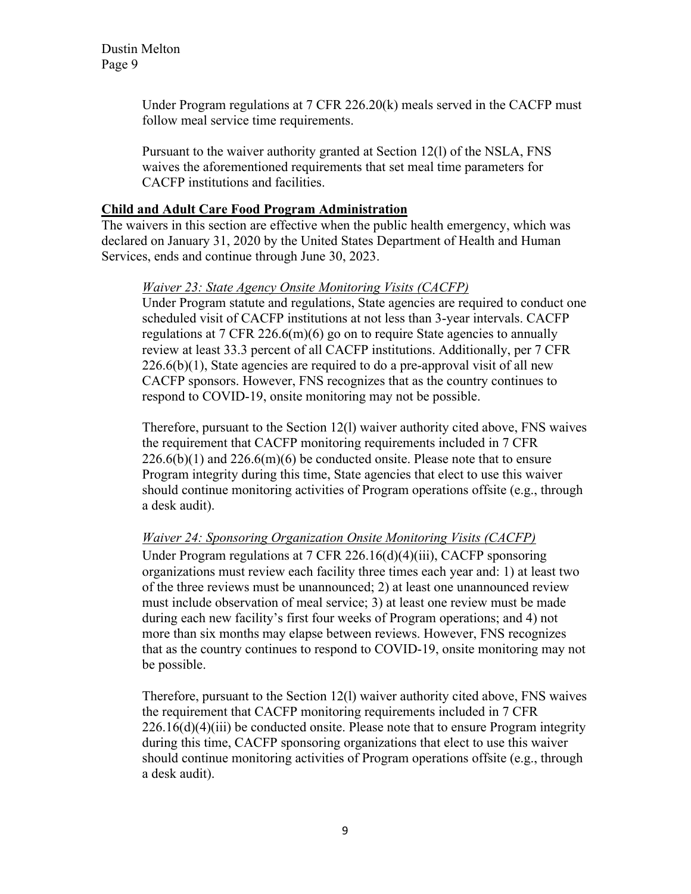Under Program regulations at 7 CFR 226.20(k) meals served in the CACFP must follow meal service time requirements.

Pursuant to the waiver authority granted at Section 12(l) of the NSLA, FNS waives the aforementioned requirements that set meal time parameters for CACFP institutions and facilities.

## Child and Adult Care Food Program Administration

The waivers in this section are effective when the public health emergency, which was declared on January 31, 2020 by the United States Department of Health and Human Services, ends and continue through June 30, 2023.

*Waiver 23: State Agency Onsite Monitoring Visits (CACFP)*

Under Program statute and regulations, State agencies are required to conduct one scheduled visit of CACFP institutions at not less than 3-year intervals. CACFP regulations at 7 CFR 226.6(m)(6) go on to require State agencies to annually review at least 33.3 percent of all CACFP institutions. Additionally, per 7 CFR 226.6(b)(1), State agencies are required to do a pre-approval visit of all new CACFP sponsors. However, FNS recognizes that as the country continues to respond to COVID-19, onsite monitoring may not be possible.

Therefore, pursuant to the Section 12(l) waiver authority cited above, FNS waives the requirement that CACFP monitoring requirements included in 7 CFR 226.6(b)(1) and 226.6(m)(6) be conducted onsite. Please note that to ensure Program integrity during this time, State agencies that elect to use this waiver should continue monitoring activities of Program operations offsite (e.g., through a desk audit).

*Waiver 24: Sponsoring Organization Onsite Monitoring Visits (CACFP)*

Under Program regulations at 7 CFR 226.16(d)(4)(iii), CACFP sponsoring organizations must review each facility three times each year and: 1) at least two of the three reviews must be unannounced; 2) at least one unannounced review must include observation of meal service; 3) at least one review must be made during each new facility's first four weeks of Program operations; and 4) not more than six months may elapse between reviews. However, FNS recognizes that as the country continues to respond to COVID-19, onsite monitoring may not be possible.

Therefore, pursuant to the Section 12(l) waiver authority cited above, FNS waives the requirement that CACFP monitoring requirements included in 7 CFR 226.16(d)(4)(iii) be conducted onsite. Please note that to ensure Program integrity during this time, CACFP sponsoring organizations that elect to use this waiver should continue monitoring activities of Program operations offsite (e.g., through a desk audit).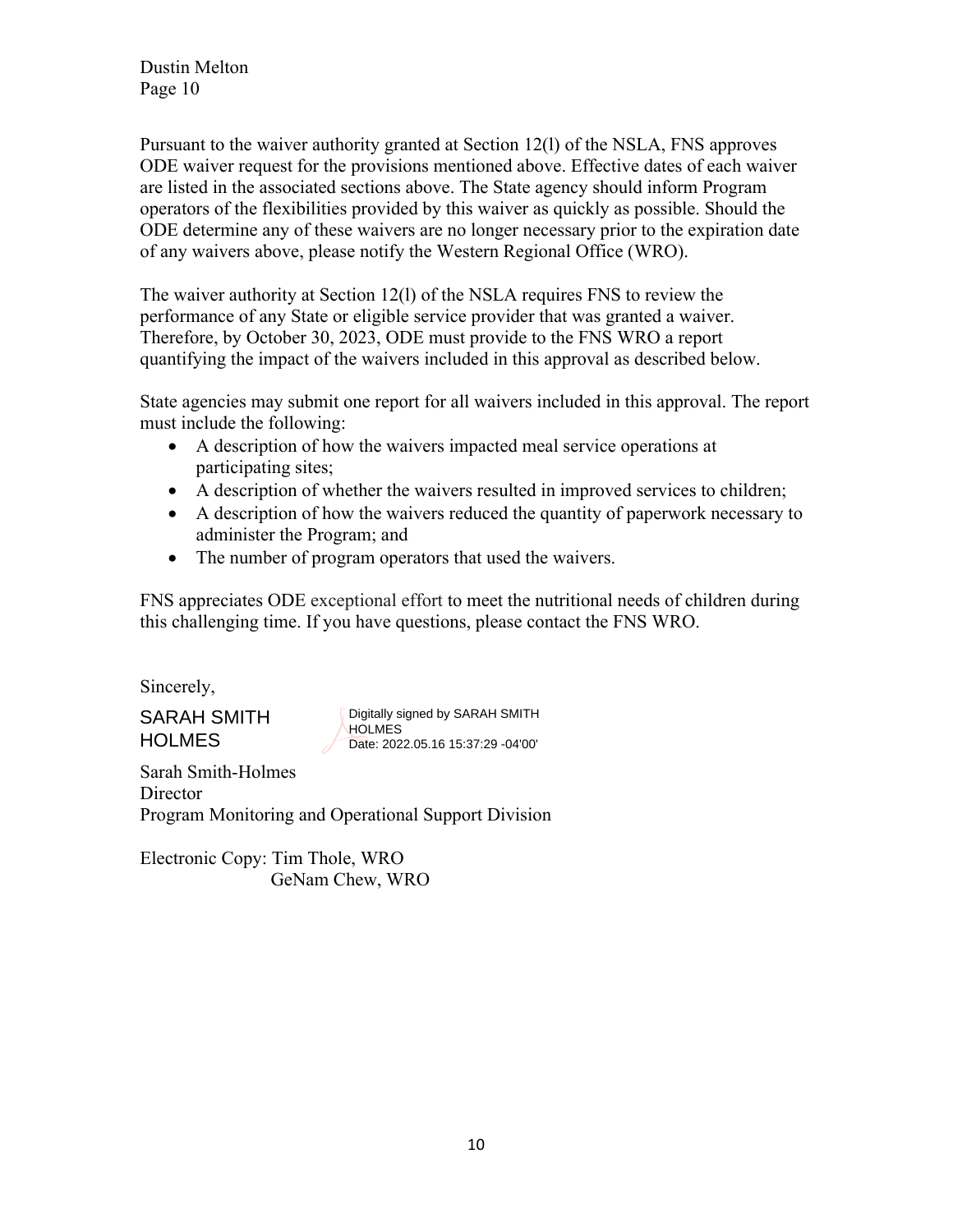Pursuant to the waiver authority granted at Section 12(l) of the NSLA, FNS approves ODE waiver request for the provisions mentioned above. Effective dates of each waiver are listed in the associated sections above. The State agency should inform Program operators of the flexibilities provided by this waiver as quickly as possible. Should the ODE determine any of these waivers are no longer necessary prior to the expiration date of any waivers above, please notify the Western Regional Office (WRO).

The waiver authority at Section 12(l) of the NSLA requires FNS to review the performance of any State or eligible service provider that was granted a waiver. Therefore, by October 30, 2023, ODE must provide to the FNS WRO a report quantifying the impact of the waivers included in this approval as described below.

State agencies may submit one report for all waivers included in this approval. The report must include the following:

- A description of how the waivers impacted meal service operations at participating sites;
- A description of whether the waivers resulted in improved services to children;
- A description of how the waivers reduced the quantity of paperwork necessary to administer the Program; and
- The number of program operators that used the waivers.

FNS appreciates ODE exceptional effort to meet the nutritional needs of children during this challenging time. If you have questions, please contact the FNS WRO.

Sincerely,

SARAH SMITH HOLMES

Digitally signed by SARAH SMITH HOLMES
Date: 2022.05.16 15:37:29 -04'00'

Sarah Smith-Holmes
Director
Program Monitoring and Operational Support Division

Electronic Copy: Tim Thole, WRO
GeNam Chew, WRO